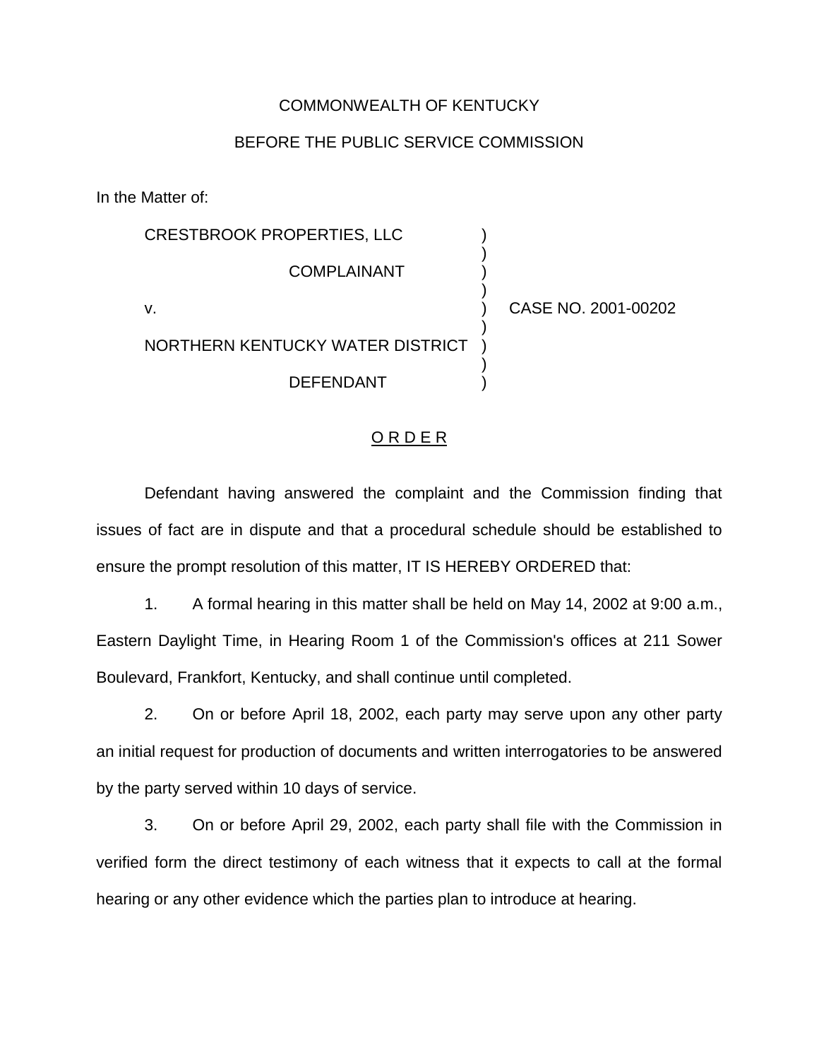COMMONWEALTH OF KENTUCKY

BEFORE THE PUBLIC SERVICE COMMISSION

In the Matter of:

| | | |
|---|---|---|
| CRESTBROOK PROPERTIES, LLC | ) | |
| COMPLAINANT | ) | |
| v. | ) | CASE NO. 2001-00202 |
| NORTHERN KENTUCKY WATER DISTRICT | ) | |
| DEFENDANT | ) | |

## O R D E R

Defendant having answered the complaint and the Commission finding that issues of fact are in dispute and that a procedural schedule should be established to ensure the prompt resolution of this matter, IT IS HEREBY ORDERED that:

1. A formal hearing in this matter shall be held on May 14, 2002 at 9:00 a.m., Eastern Daylight Time, in Hearing Room 1 of the Commission's offices at 211 Sower Boulevard, Frankfort, Kentucky, and shall continue until completed.

2. On or before April 18, 2002, each party may serve upon any other party an initial request for production of documents and written interrogatories to be answered by the party served within 10 days of service.

3. On or before April 29, 2002, each party shall file with the Commission in verified form the direct testimony of each witness that it expects to call at the formal hearing or any other evidence which the parties plan to introduce at hearing.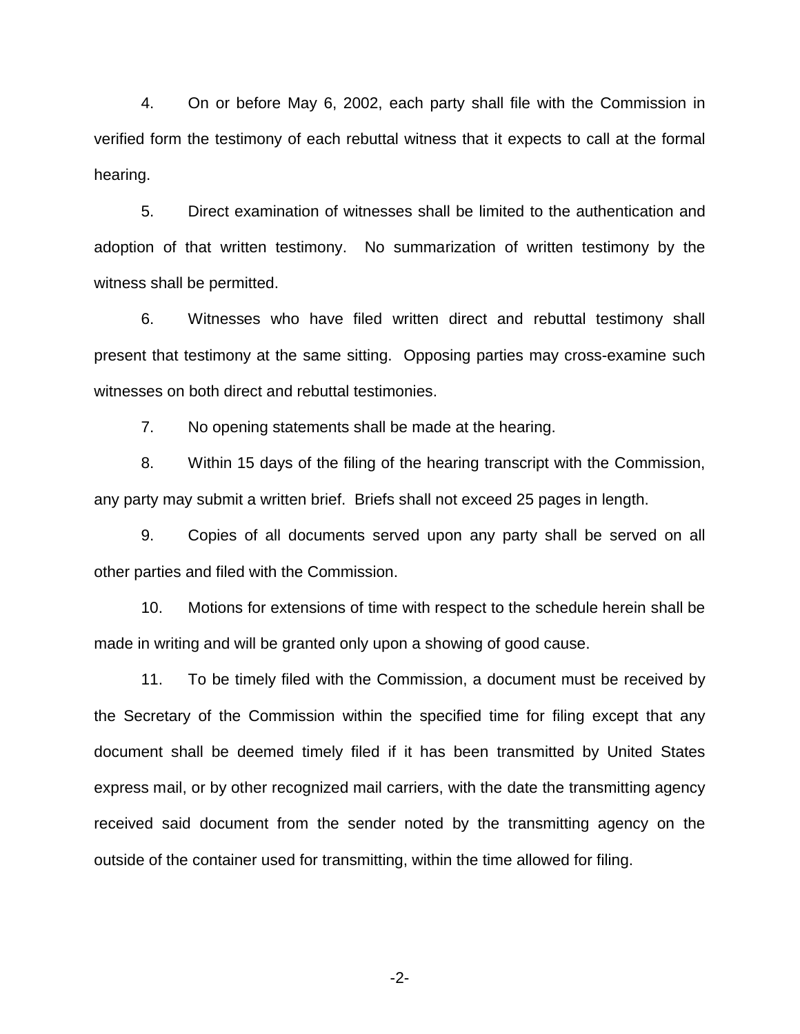4. On or before May 6, 2002, each party shall file with the Commission in verified form the testimony of each rebuttal witness that it expects to call at the formal hearing.

5. Direct examination of witnesses shall be limited to the authentication and adoption of that written testimony. No summarization of written testimony by the witness shall be permitted.

6. Witnesses who have filed written direct and rebuttal testimony shall present that testimony at the same sitting. Opposing parties may cross-examine such witnesses on both direct and rebuttal testimonies.

7. No opening statements shall be made at the hearing.

8. Within 15 days of the filing of the hearing transcript with the Commission, any party may submit a written brief. Briefs shall not exceed 25 pages in length.

9. Copies of all documents served upon any party shall be served on all other parties and filed with the Commission.

10. Motions for extensions of time with respect to the schedule herein shall be made in writing and will be granted only upon a showing of good cause.

11. To be timely filed with the Commission, a document must be received by the Secretary of the Commission within the specified time for filing except that any document shall be deemed timely filed if it has been transmitted by United States express mail, or by other recognized mail carriers, with the date the transmitting agency received said document from the sender noted by the transmitting agency on the outside of the container used for transmitting, within the time allowed for filing.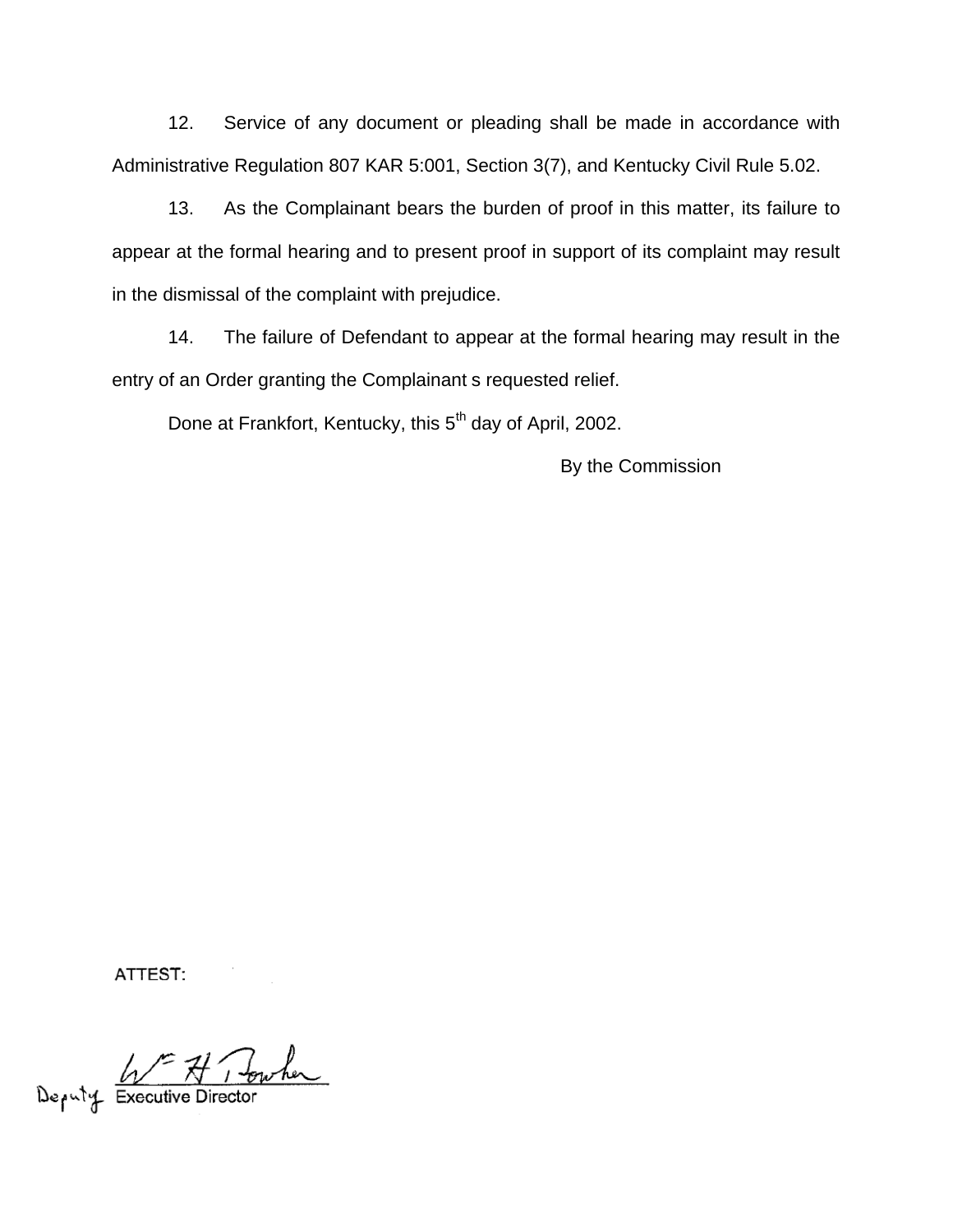12. Service of any document or pleading shall be made in accordance with Administrative Regulation 807 KAR 5:001, Section 3(7), and Kentucky Civil Rule 5.02.

13. As the Complainant bears the burden of proof in this matter, its failure to appear at the formal hearing and to present proof in support of its complaint may result in the dismissal of the complaint with prejudice.

14. The failure of Defendant to appear at the formal hearing may result in the entry of an Order granting the Complainant s requested relief.

Done at Frankfort, Kentucky, this 5th day of April, 2002.

By the Commission

ATTEST:

Deputy Executive Director